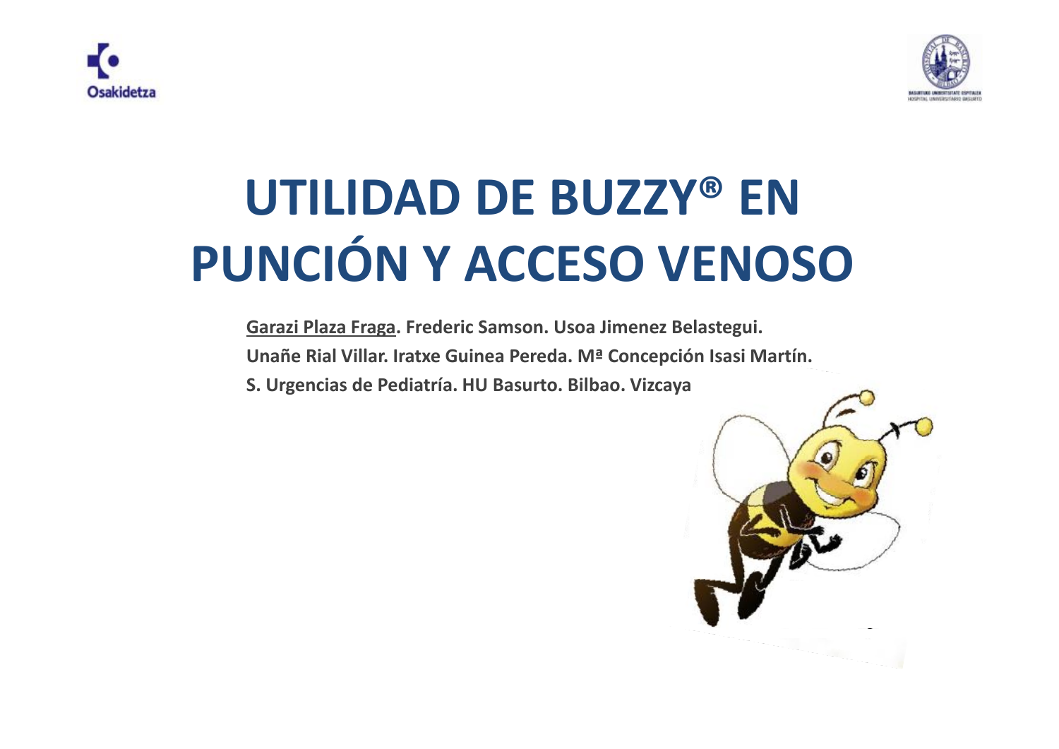# UTILIDAD DE BUZZY® EN PUNCIÓN Y ACCESO VENOSO

**Garazi Plaza Fraga. Frederic Samson. Usoa Jimenez Belastegui.**
**Unañe Rial Villar. Iratxe Guinea Pereda. Mª Concepción Isasi Martín.**
**S. Urgencias de Pediatría. HU Basurto. Bilbao. Vizcaya**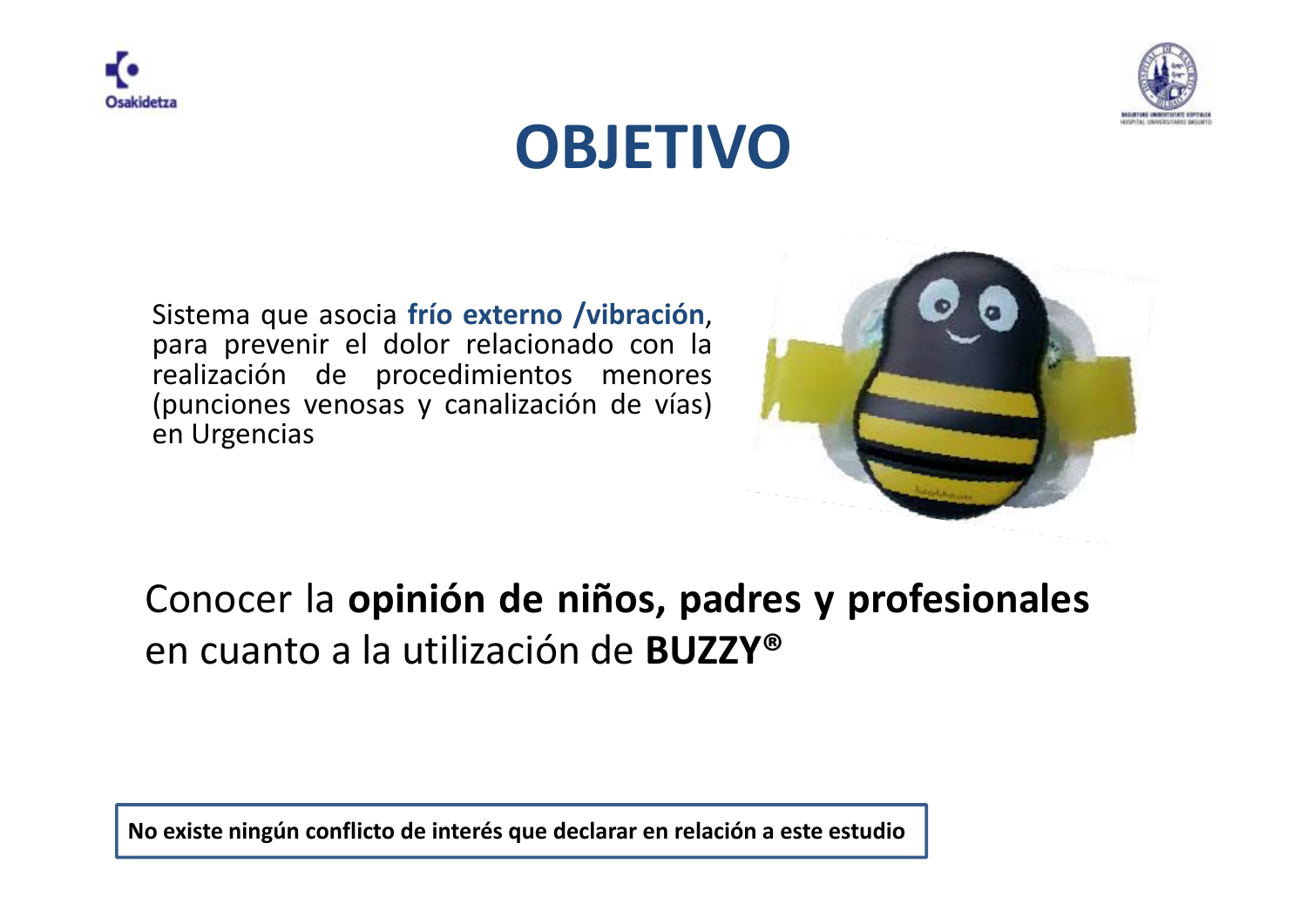# OBJETIVO

Sistema que asocia **frío externo /vibración**, para prevenir el dolor relacionado con la realización de procedimientos menores (punciones venosas y canalización de vías) en Urgencias

Conocer la **opinión de niños, padres y profesionales** en cuanto a la utilización de **BUZZY®**

**No existe ningún conflicto de interés que declarar en relación a este estudio**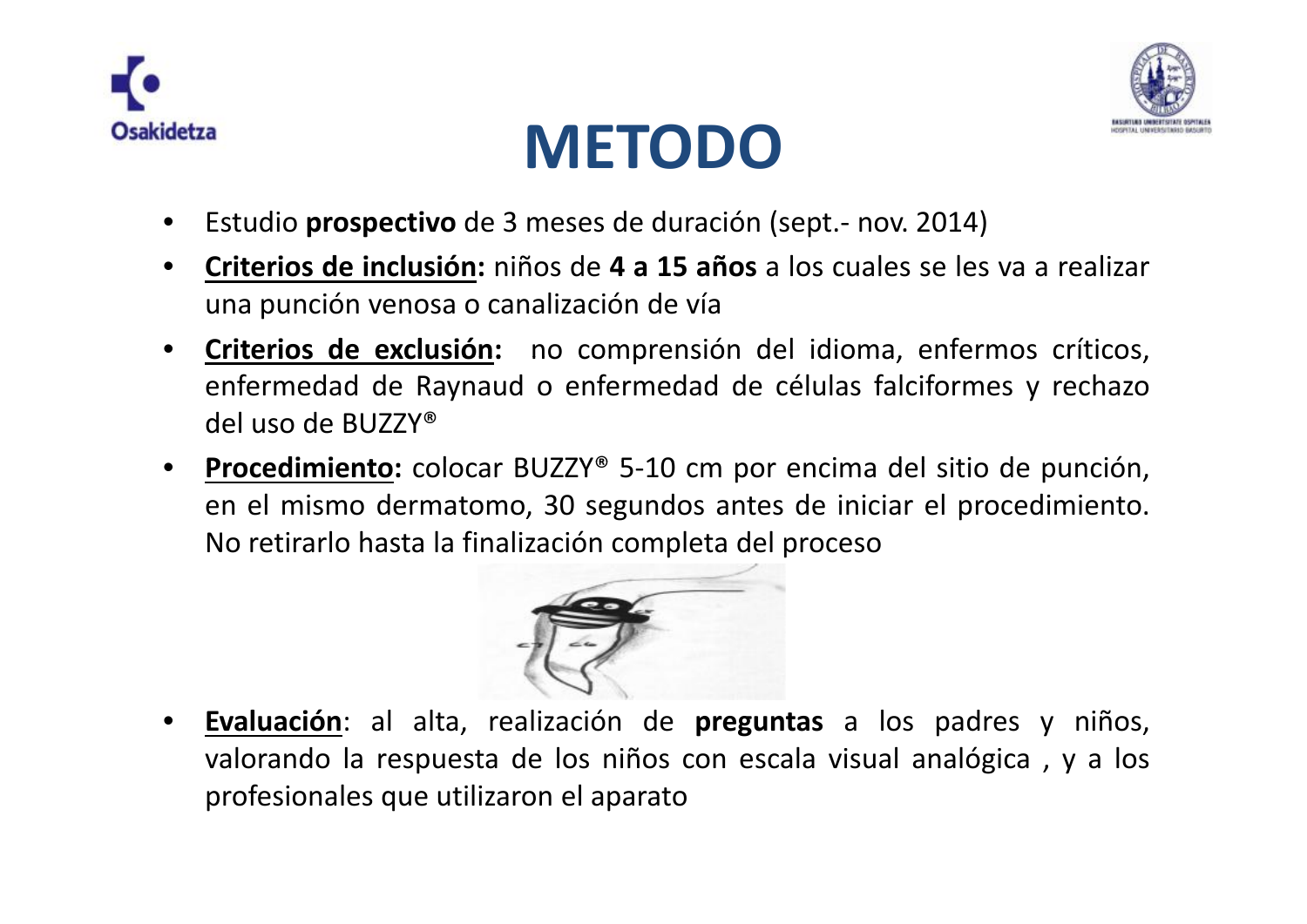# METODO

- Estudio **prospectivo** de 3 meses de duración (sept.- nov. 2014)
- **Criterios de inclusión:** niños de **4 a 15 años** a los cuales se les va a realizar una punción venosa o canalización de vía
- **Criterios de exclusión:** no comprensión del idioma, enfermos críticos, enfermedad de Raynaud o enfermedad de células falciformes y rechazo del uso de BUZZY®
- **Procedimiento:** colocar BUZZY® 5-10 cm por encima del sitio de punción, en el mismo dermatomo, 30 segundos antes de iniciar el procedimiento. No retirarlo hasta la finalización completa del proceso
- **Evaluación**: al alta, realización de **preguntas** a los padres y niños, valorando la respuesta de los niños con escala visual analógica , y a los profesionales que utilizaron el aparato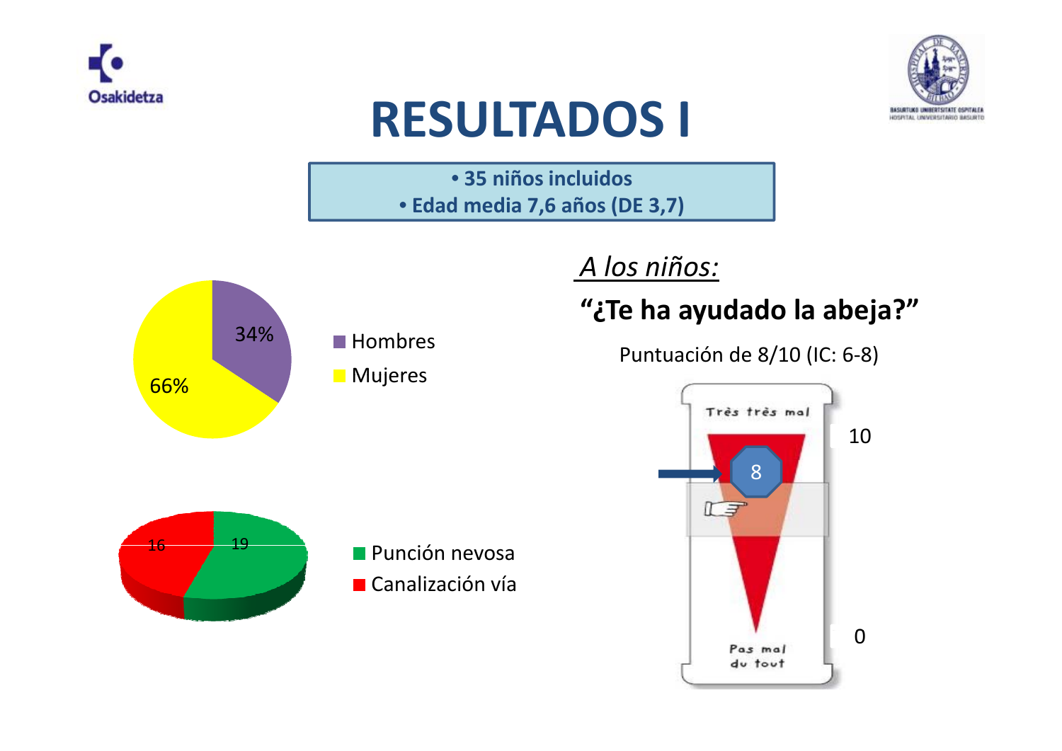# RESULTADOS I

- **35 niños incluidos**
- **Edad media 7,6 años (DE 3,7)**

34%
66%

Hombres
Mujeres

16
19

Punción nevosa
Canalización vía

*A los niños:*

**"¿Te ha ayudado la abeja?"**

Puntuación de 8/10 (IC: 6-8)

Très très mal

10

8

0

Pas mal du tout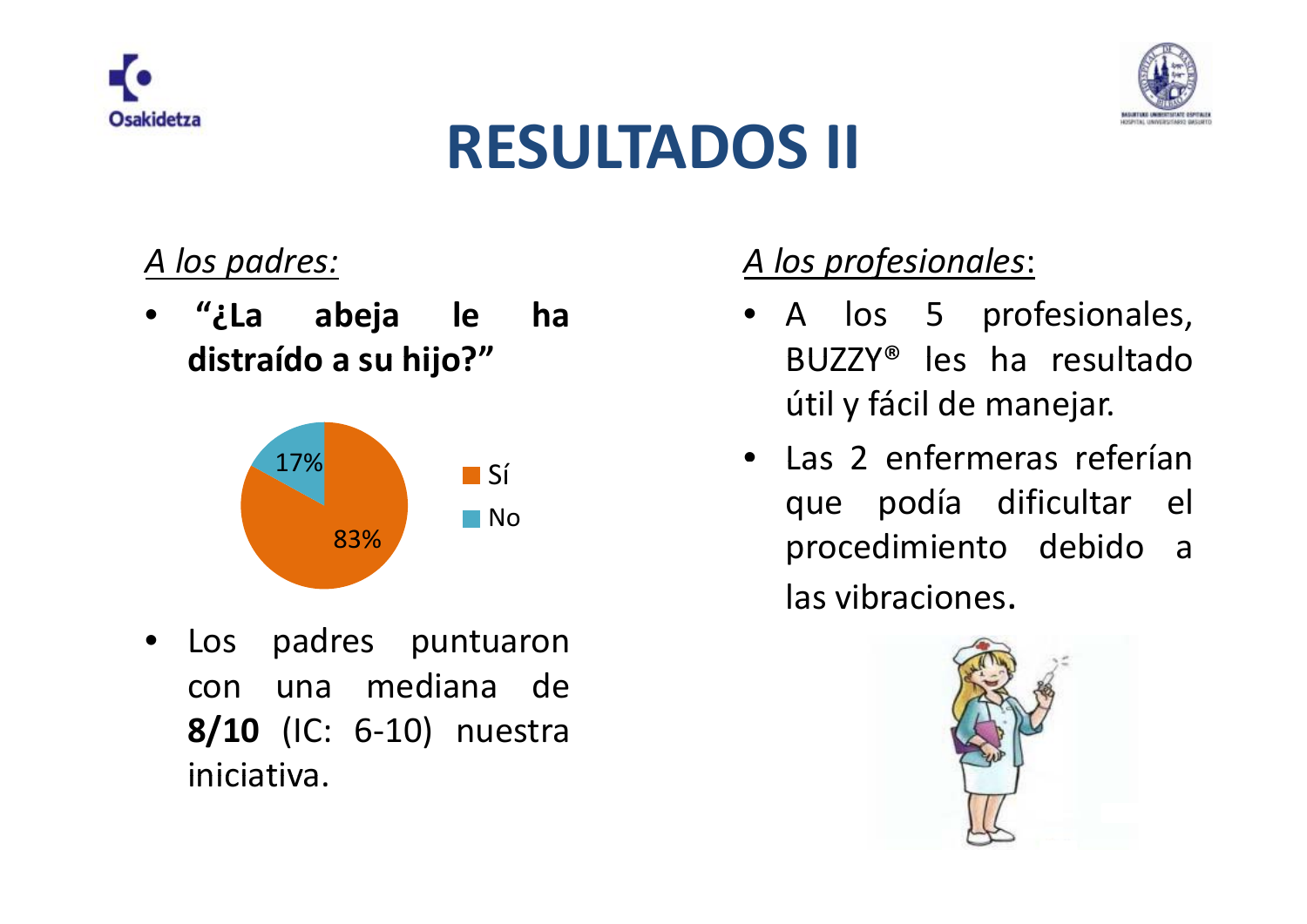# RESULTADOS II

*A los padres:*

- **"¿La abeja le ha distraído a su hijo?"**

| Respuesta | % |
|---|---|
| Sí | 83% |
| No | 17% |

- Los padres puntuaron con una mediana de **8/10** (IC: 6-10) nuestra iniciativa.

*A los profesionales*:

- A los 5 profesionales, BUZZY® les ha resultado útil y fácil de manejar.
- Las 2 enfermeras referían que podía dificultar el procedimiento debido a las vibraciones.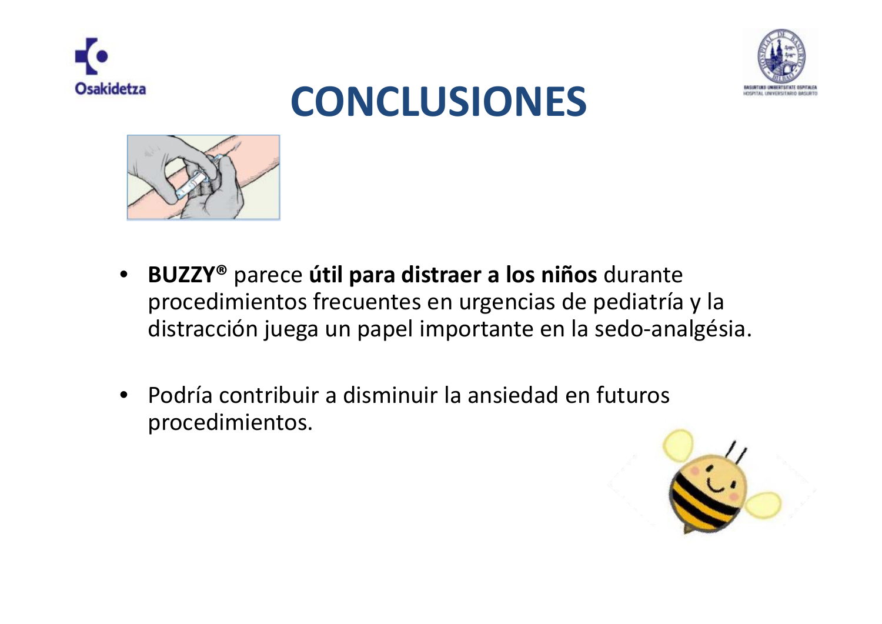# CONCLUSIONES

- **BUZZY®** parece **útil para distraer a los niños** durante procedimientos frecuentes en urgencias de pediatría y la distracción juega un papel importante en la sedo-analgésia.

- Podría contribuir a disminuir la ansiedad en futuros procedimientos.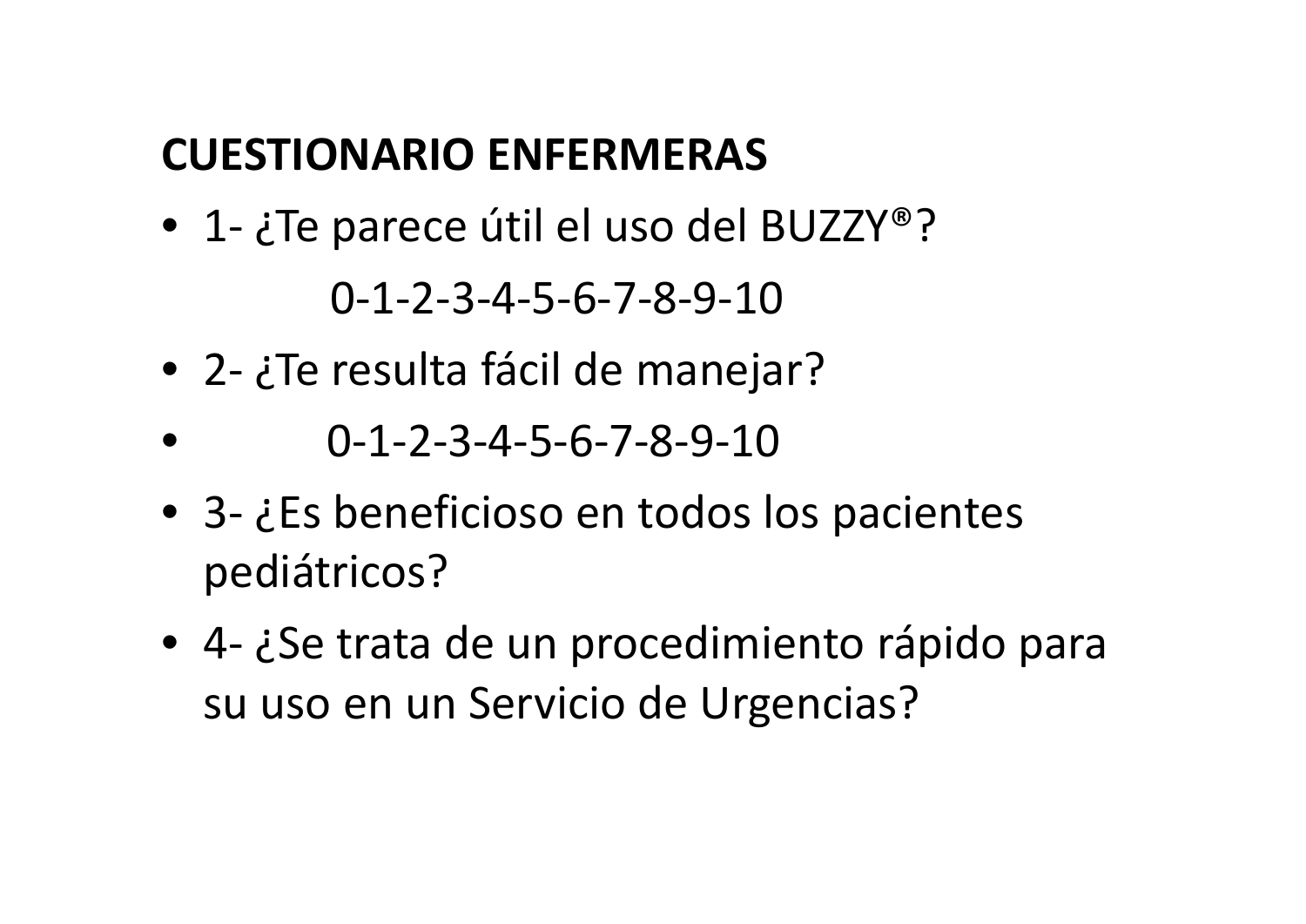## CUESTIONARIO ENFERMERAS

- 1- ¿Te parece útil el uso del BUZZY®?

  0-1-2-3-4-5-6-7-8-9-10

- 2- ¿Te resulta fácil de manejar?
- 0-1-2-3-4-5-6-7-8-9-10
- 3- ¿Es beneficioso en todos los pacientes pediátricos?
- 4- ¿Se trata de un procedimiento rápido para su uso en un Servicio de Urgencias?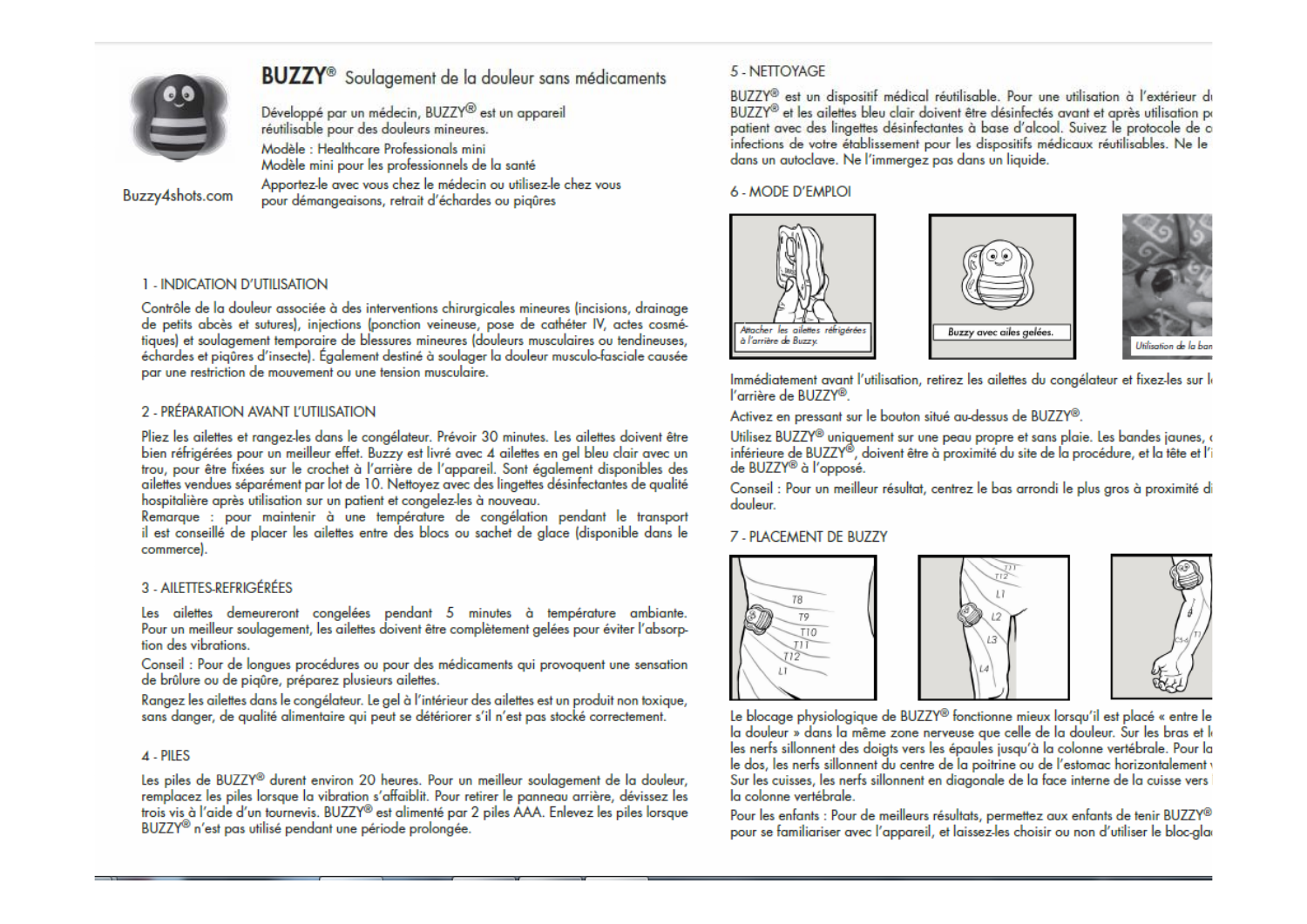# BUZZY® Soulagement de la douleur sans médicaments

Développé par un médecin, BUZZY® est un appareil réutilisable pour des douleurs mineures.

Modèle : Healthcare Professionals mini

Modèle mini pour les professionnels de la santé

Apportez-le avec vous chez le médecin ou utilisez-le chez vous pour démangeaisons, retrait d'échardes ou piqûres

Buzzy4shots.com

## 1 - INDICATION D'UTILISATION

Contrôle de la douleur associée à des interventions chirurgicales mineures (incisions, drainage de petits abcès et sutures), injections (ponction veineuse, pose de cathéter IV, actes cosmétiques) et soulagement temporaire de blessures mineures (douleurs musculaires ou tendineuses, échardes et piqûres d'insecte). Également destiné à soulager la douleur musculo-fasciale causée par une restriction de mouvement ou une tension musculaire.

## 2 - PRÉPARATION AVANT L'UTILISATION

Pliez les ailettes et rangez-les dans le congélateur. Prévoir 30 minutes. Les ailettes doivent être bien réfrigérées pour un meilleur effet. Buzzy est livré avec 4 ailettes en gel bleu clair avec un trou, pour être fixées sur le crochet à l'arrière de l'appareil. Sont également disponibles des ailettes vendues séparément par lot de 10. Nettoyez avec des lingettes désinfectantes de qualité hospitalière après utilisation sur un patient et congelez-les à nouveau.

Remarque : pour maintenir à une température de congélation pendant le transport il est conseillé de placer les ailettes entre des blocs ou sachet de glace (disponible dans le commerce).

## 3 - AILETTES-REFRIGÉRÉES

Les ailettes demeureront congelées pendant 5 minutes à température ambiante. Pour un meilleur soulagement, les ailettes doivent être complètement gelées pour éviter l'absorption des vibrations.

Conseil : Pour de longues procédures ou pour des médicaments qui provoquent une sensation de brûlure ou de piqûre, préparez plusieurs ailettes.

Rangez les ailettes dans le congélateur. Le gel à l'intérieur des ailettes est un produit non toxique, sans danger, de qualité alimentaire qui peut se détériorer s'il n'est pas stocké correctement.

## 4 - PILES

Les piles de BUZZY® durent environ 20 heures. Pour un meilleur soulagement de la douleur, remplacez les piles lorsque la vibration s'affaiblit. Pour retirer le panneau arrière, dévissez les trois vis à l'aide d'un tournevis. BUZZY® est alimenté par 2 piles AAA. Enlevez les piles lorsque BUZZY® n'est pas utilisé pendant une période prolongée.

## 5 - NETTOYAGE

BUZZY® est un dispositif médical réutilisable. Pour une utilisation à l'extérieur d BUZZY® et les ailettes bleu clair doivent être désinfectés avant et après utilisation p patient avec des lingettes désinfectantes à base d'alcool. Suivez le protocole de c infections de votre établissement pour les dispositifs médicaux réutilisables. Ne le dans un autoclave. Ne l'immergez pas dans un liquide.

## 6 - MODE D'EMPLOI

Attacher les ailettes réfrigérées à l'arrière de Buzzy.

Buzzy avec ailes gelées.

Utilisation de la ban

Immédiatement avant l'utilisation, retirez les ailettes du congélateur et fixez-les sur l l'arrière de BUZZY®.

Activez en pressant sur le bouton situé au-dessus de BUZZY®.

Utilisez BUZZY® uniquement sur une peau propre et sans plaie. Les bandes jaunes, inférieure de BUZZY®, doivent être à proximité du site de la procédure, et la tête et l'i de BUZZY® à l'opposé.

Conseil : Pour un meilleur résultat, centrez le bas arrondi le plus gros à proximité d douleur.

## 7 - PLACEMENT DE BUZZY

T8 T9 T10 T11 T12 L1

T11 T12 L1 L2 L3 L4

C5-6 T1

Le blocage physiologique de BUZZY® fonctionne mieux lorsqu'il est placé « entre le la douleur » dans la même zone nerveuse que celle de la douleur. Sur les bras et l les nerfs sillonnent des doigts vers les épaules jusqu'à la colonne vertébrale. Pour la le dos, les nerfs sillonnent du centre de la poitrine ou de l'estomac horizontalement Sur les cuisses, les nerfs sillonnent en diagonale de la face interne de la cuisse vers la colonne vertébrale.

Pour les enfants : Pour de meilleurs résultats, permettez aux enfants de tenir BUZZY® pour se familiariser avec l'appareil, et laissez-les choisir ou non d'utiliser le bloc-gla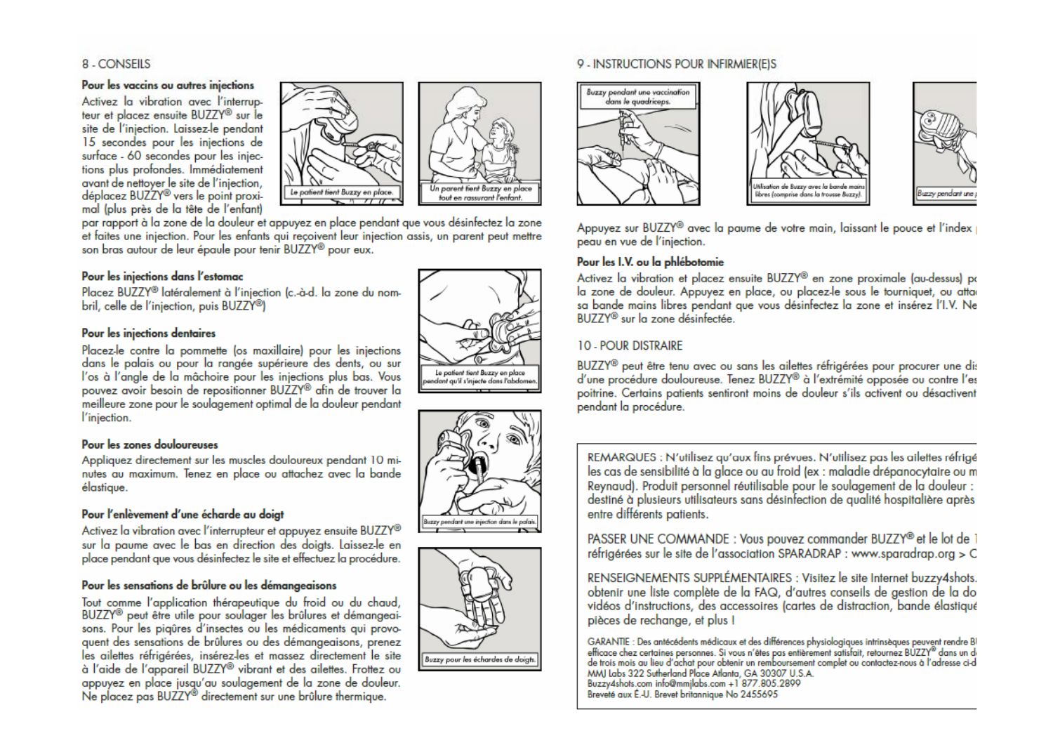## 8 - CONSEILS

### Pour les vaccins ou autres injections

Activez la vibration avec l'interrupteur et placez ensuite BUZZY® sur le site de l'injection. Laissez-le pendant 15 secondes pour les injections de surface - 60 secondes pour les injections plus profondes. Immédiatement avant de nettoyer le site de l'injection, déplacez BUZZY® vers le point proximal (plus près de la tête de l'enfant) par rapport à la zone de la douleur et appuyez en place pendant que vous désinfectez la zone et faites une injection. Pour les enfants qui reçoivent leur injection assis, un parent peut mettre son bras autour de leur épaule pour tenir BUZZY® pour eux.

Le patient tient Buzzy en place.

Un parent tient Buzzy en place tout en rassurant l'enfant.

### Pour les injections dans l'estomac

Placez BUZZY® latéralement à l'injection (c.-à-d. la zone du nombril, celle de l'injection, puis BUZZY®)

Le patient tient Buzzy en place pendant qu'il s'injecte dans l'abdomen.

### Pour les injections dentaires

Placez-le contre la pommette (os maxillaire) pour les injections dans le palais ou pour la rangée supérieure des dents, ou sur l'os à l'angle de la mâchoire pour les injections plus bas. Vous pouvez avoir besoin de repositionner BUZZY® afin de trouver la meilleure zone pour le soulagement optimal de la douleur pendant l'injection.

Buzzy pendant une injection dans le palais.

### Pour les zones douloureuses

Appliquez directement sur les muscles douloureux pendant 10 minutes au maximum. Tenez en place ou attachez avec la bande élastique.

### Pour l'enlèvement d'une écharde au doigt

Activez la vibration avec l'interrupteur et appuyez ensuite BUZZY® sur la paume avec le bas en direction des doigts. Laissez-le en place pendant que vous désinfectez le site et effectuez la procédure.

Buzzy pour les échardes de doigts.

### Pour les sensations de brûlure ou les démangeaisons

Tout comme l'application thérapeutique du froid ou du chaud, BUZZY® peut être utile pour soulager les brûlures et démangeaisons. Pour les piqûres d'insectes ou les médicaments qui provoquent des sensations de brûlures ou des démangeaisons, prenez les ailettes réfrigérées, insérez-les et massez directement le site à l'aide de l'appareil BUZZY® vibrant et des ailettes. Frottez ou appuyez en place jusqu'au soulagement de la zone de douleur. Ne placez pas BUZZY® directement sur une brûlure thermique.

## 9 - INSTRUCTIONS POUR INFIRMIER(E)S

Buzzy pendant une vaccination dans le quadriceps.

Utilisation de Buzzy avec la bande mains libres (comprise dans la trousse Buzzy).

Buzzy pendant une p

Appuyez sur BUZZY® avec la paume de votre main, laissant le pouce et l'index p peau en vue de l'injection.

### Pour les I.V. ou la phlébotomie

Activez la vibration et placez ensuite BUZZY® en zone proximale (au-dessus) p la zone de douleur. Appuyez en place, ou placez-le sous le tourniquet, ou atta sa bande mains libres pendant que vous désinfectez la zone et insérez l'I.V. Ne BUZZY® sur la zone désinfectée.

## 10 - POUR DISTRAIRE

BUZZY® peut être tenu avec ou sans les ailettes réfrigérées pour procurer une di d'une procédure douloureuse. Tenez BUZZY® à l'extrémité opposée ou contre l'e poitrine. Certains patients sentiront moins de douleur s'ils activent ou désactivent pendant la procédure.

REMARQUES : N'utilisez qu'aux fins prévues. N'utilisez pas les ailettes réfrigé les cas de sensibilité à la glace ou au froid (ex : maladie drépanocytaire ou m Reynaud). Produit personnel réutilisable pour le soulagement de la douleur : destiné à plusieurs utilisateurs sans désinfection de qualité hospitalière après entre différents patients.

PASSER UNE COMMANDE : Vous pouvez commander BUZZY® et le lot de réfrigérées sur le site de l'association SPARADRAP : www.sparadrap.org > C

RENSEIGNEMENTS SUPPLÉMENTAIRES : Visitez le site Internet buzzy4shots. obtenir une liste complète de la FAQ, d'autres conseils de gestion de la do vidéos d'instructions, des accessoires (cartes de distraction, bande élastiqu pièces de rechange, et plus !

GARANTIE : Des antécédents médicaux et des différences physiologiques intrinsèques peuvent rendre B efficace chez certaines personnes. Si vous n'êtes pas entièrement satisfait, retournez BUZZY® dans un d de trois mois au lieu d'achat pour obtenir un remboursement complet ou contactez-nous à l'adresse ci-d
MMJ Labs 322 Sutherland Place Atlanta, GA 30307 U.S.A.
Buzzy4shots.com info@mmjlabs.com +1 877.805.2899
Breveté aux É.-U. Brevet britannique No 2455695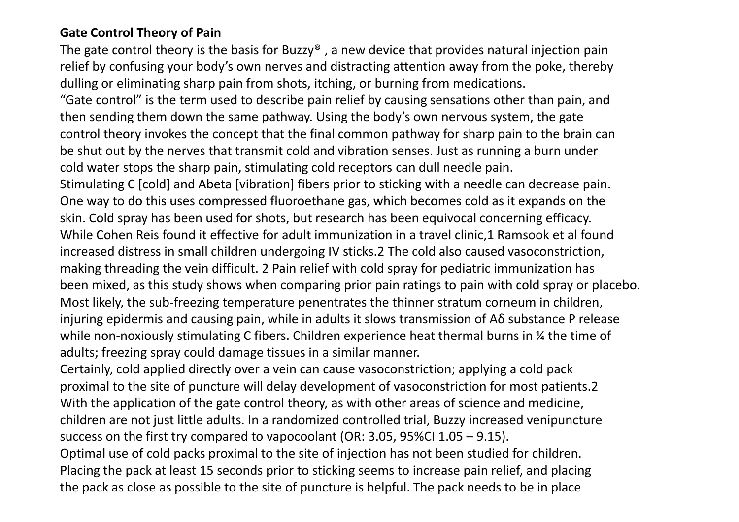**Gate Control Theory of Pain**

The gate control theory is the basis for Buzzy® , a new device that provides natural injection pain relief by confusing your body's own nerves and distracting attention away from the poke, thereby dulling or eliminating sharp pain from shots, itching, or burning from medications.

"Gate control" is the term used to describe pain relief by causing sensations other than pain, and then sending them down the same pathway. Using the body's own nervous system, the gate control theory invokes the concept that the final common pathway for sharp pain to the brain can be shut out by the nerves that transmit cold and vibration senses. Just as running a burn under cold water stops the sharp pain, stimulating cold receptors can dull needle pain.

Stimulating C [cold] and Abeta [vibration] fibers prior to sticking with a needle can decrease pain. One way to do this uses compressed fluoroethane gas, which becomes cold as it expands on the skin. Cold spray has been used for shots, but research has been equivocal concerning efficacy. While Cohen Reis found it effective for adult immunization in a travel clinic,[1] Ramsook et al found increased distress in small children undergoing IV sticks.[2] The cold also caused vasoconstriction, making threading the vein difficult. [2] Pain relief with cold spray for pediatric immunization has been mixed, as this study shows when comparing prior pain ratings to pain with cold spray or placebo. Most likely, the sub-freezing temperature penentrates the thinner stratum corneum in children, injuring epidermis and causing pain, while in adults it slows transmission of Aδ substance P release while non-noxiously stimulating C fibers. Children experience heat thermal burns in ¼ the time of adults; freezing spray could damage tissues in a similar manner.

Certainly, cold applied directly over a vein can cause vasoconstriction; applying a cold pack proximal to the site of puncture will delay development of vasoconstriction for most patients.[2]

With the application of the gate control theory, as with other areas of science and medicine, children are not just little adults. In a randomized controlled trial, Buzzy increased venipuncture success on the first try compared to vapocoolant (OR: 3.05, 95%CI 1.05 – 9.15).

Optimal use of cold packs proximal to the site of injection has not been studied for children. Placing the pack at least 15 seconds prior to sticking seems to increase pain relief, and placing the pack as close as possible to the site of puncture is helpful. The pack needs to be in place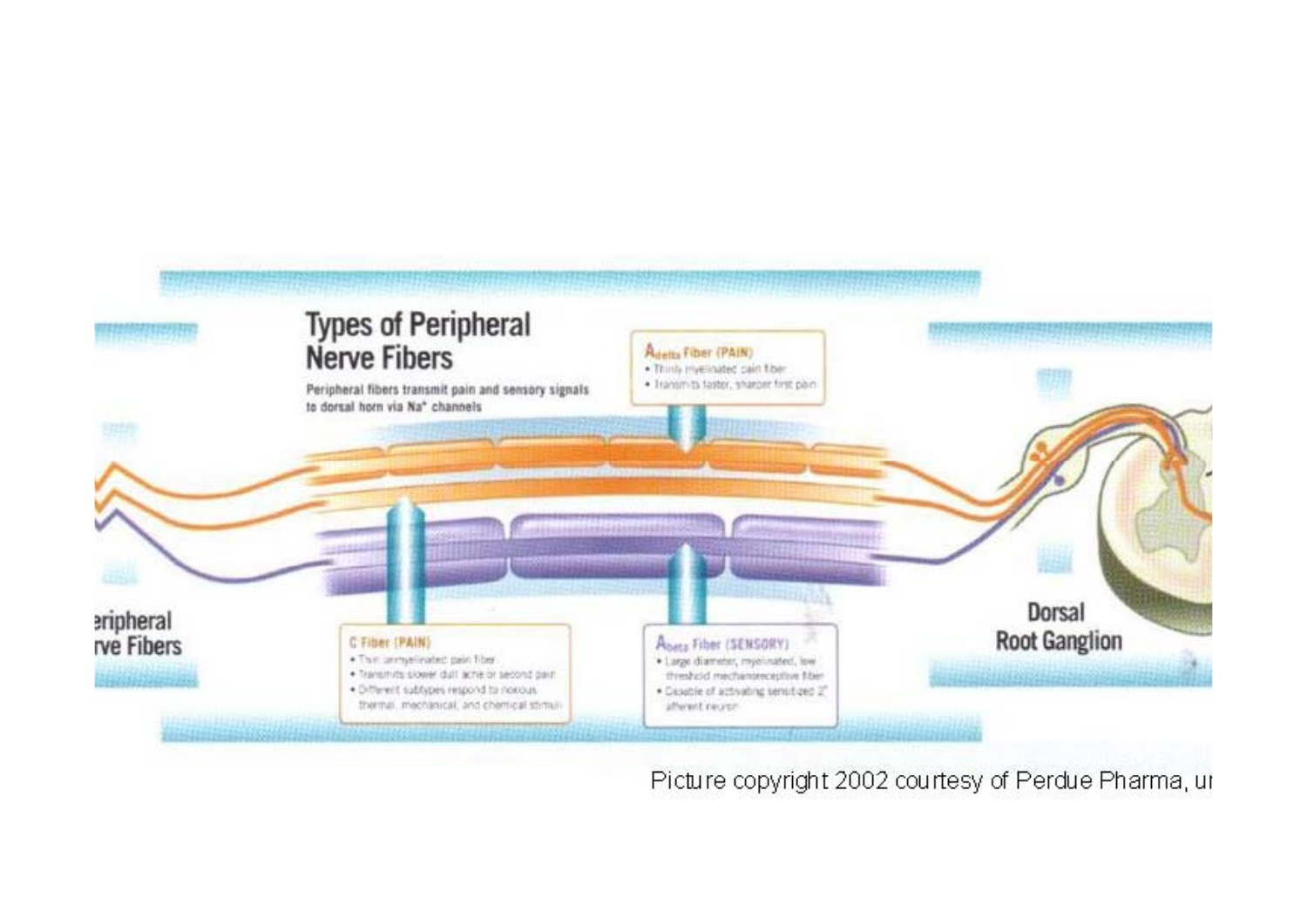# Types of Peripheral Nerve Fibers

Peripheral fibers transmit pain and sensory signals to dorsal horn via $Na^+$ channels

**$A_{delta}$ Fiber (PAIN)**

- Thinly myelinated pain fiber
- Transmits faster, sharper first pain

**C Fiber (PAIN)**

- Thin unmyelinated pain fiber
- Transmits slower dull ache or second pain
- Different subtypes respond to noxious thermal, mechanical, and chemical stimuli

**$A_{beta}$ Fiber (SENSORY)**

- Large diameter, myelinated, low threshold mechanoreceptive fiber
- Capable of activating sensitized 2° afferent neuron

eripheral
rve Fibers

Dorsal Root Ganglion

Picture copyright 2002 courtesy of Perdue Pharma, ur